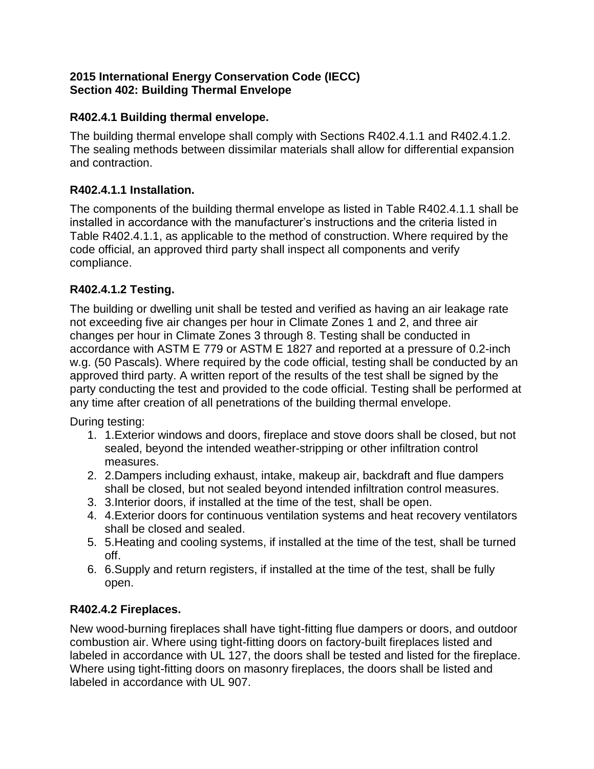**2015 International Energy Conservation Code (IECC)**
**Section 402: Building Thermal Envelope**

### R402.4.1 Building thermal envelope.

The building thermal envelope shall comply with Sections R402.4.1.1 and R402.4.1.2. The sealing methods between dissimilar materials shall allow for differential expansion and contraction.

### R402.4.1.1 Installation.

The components of the building thermal envelope as listed in Table R402.4.1.1 shall be installed in accordance with the manufacturer's instructions and the criteria listed in Table R402.4.1.1, as applicable to the method of construction. Where required by the code official, an approved third party shall inspect all components and verify compliance.

### R402.4.1.2 Testing.

The building or dwelling unit shall be tested and verified as having an air leakage rate not exceeding five air changes per hour in Climate Zones 1 and 2, and three air changes per hour in Climate Zones 3 through 8. Testing shall be conducted in accordance with ASTM E 779 or ASTM E 1827 and reported at a pressure of 0.2-inch w.g. (50 Pascals). Where required by the code official, testing shall be conducted by an approved third party. A written report of the results of the test shall be signed by the party conducting the test and provided to the code official. Testing shall be performed at any time after creation of all penetrations of the building thermal envelope.

During testing:

1. 1.Exterior windows and doors, fireplace and stove doors shall be closed, but not sealed, beyond the intended weather-stripping or other infiltration control measures.
2. 2.Dampers including exhaust, intake, makeup air, backdraft and flue dampers shall be closed, but not sealed beyond intended infiltration control measures.
3. 3.Interior doors, if installed at the time of the test, shall be open.
4. 4.Exterior doors for continuous ventilation systems and heat recovery ventilators shall be closed and sealed.
5. 5.Heating and cooling systems, if installed at the time of the test, shall be turned off.
6. 6.Supply and return registers, if installed at the time of the test, shall be fully open.

### R402.4.2 Fireplaces.

New wood-burning fireplaces shall have tight-fitting flue dampers or doors, and outdoor combustion air. Where using tight-fitting doors on factory-built fireplaces listed and labeled in accordance with UL 127, the doors shall be tested and listed for the fireplace. Where using tight-fitting doors on masonry fireplaces, the doors shall be listed and labeled in accordance with UL 907.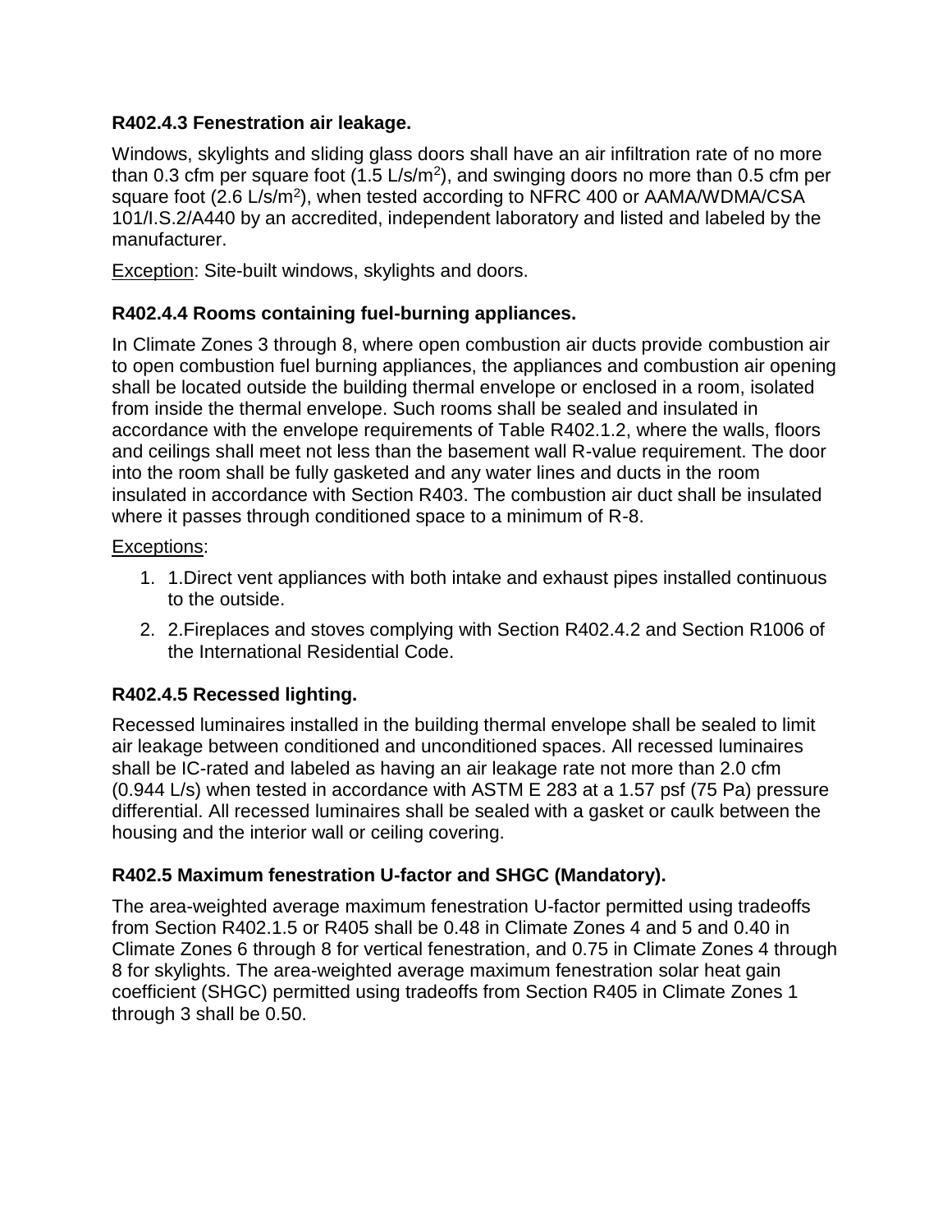### R402.4.3 Fenestration air leakage.

Windows, skylights and sliding glass doors shall have an air infiltration rate of no more than 0.3 cfm per square foot (1.5 L/s/m$^2$), and swinging doors no more than 0.5 cfm per square foot (2.6 L/s/m$^2$), when tested according to NFRC 400 or AAMA/WDMA/CSA 101/I.S.2/A440 by an accredited, independent laboratory and listed and labeled by the manufacturer.

Exception: Site-built windows, skylights and doors.

### R402.4.4 Rooms containing fuel-burning appliances.

In Climate Zones 3 through 8, where open combustion air ducts provide combustion air to open combustion fuel burning appliances, the appliances and combustion air opening shall be located outside the building thermal envelope or enclosed in a room, isolated from inside the thermal envelope. Such rooms shall be sealed and insulated in accordance with the envelope requirements of Table R402.1.2, where the walls, floors and ceilings shall meet not less than the basement wall R-value requirement. The door into the room shall be fully gasketed and any water lines and ducts in the room insulated in accordance with Section R403. The combustion air duct shall be insulated where it passes through conditioned space to a minimum of R-8.

Exceptions:

1. 1.Direct vent appliances with both intake and exhaust pipes installed continuous to the outside.
2. 2.Fireplaces and stoves complying with Section R402.4.2 and Section R1006 of the International Residential Code.

### R402.4.5 Recessed lighting.

Recessed luminaires installed in the building thermal envelope shall be sealed to limit air leakage between conditioned and unconditioned spaces. All recessed luminaires shall be IC-rated and labeled as having an air leakage rate not more than 2.0 cfm (0.944 L/s) when tested in accordance with ASTM E 283 at a 1.57 psf (75 Pa) pressure differential. All recessed luminaires shall be sealed with a gasket or caulk between the housing and the interior wall or ceiling covering.

### R402.5 Maximum fenestration U-factor and SHGC (Mandatory).

The area-weighted average maximum fenestration U-factor permitted using tradeoffs from Section R402.1.5 or R405 shall be 0.48 in Climate Zones 4 and 5 and 0.40 in Climate Zones 6 through 8 for vertical fenestration, and 0.75 in Climate Zones 4 through 8 for skylights. The area-weighted average maximum fenestration solar heat gain coefficient (SHGC) permitted using tradeoffs from Section R405 in Climate Zones 1 through 3 shall be 0.50.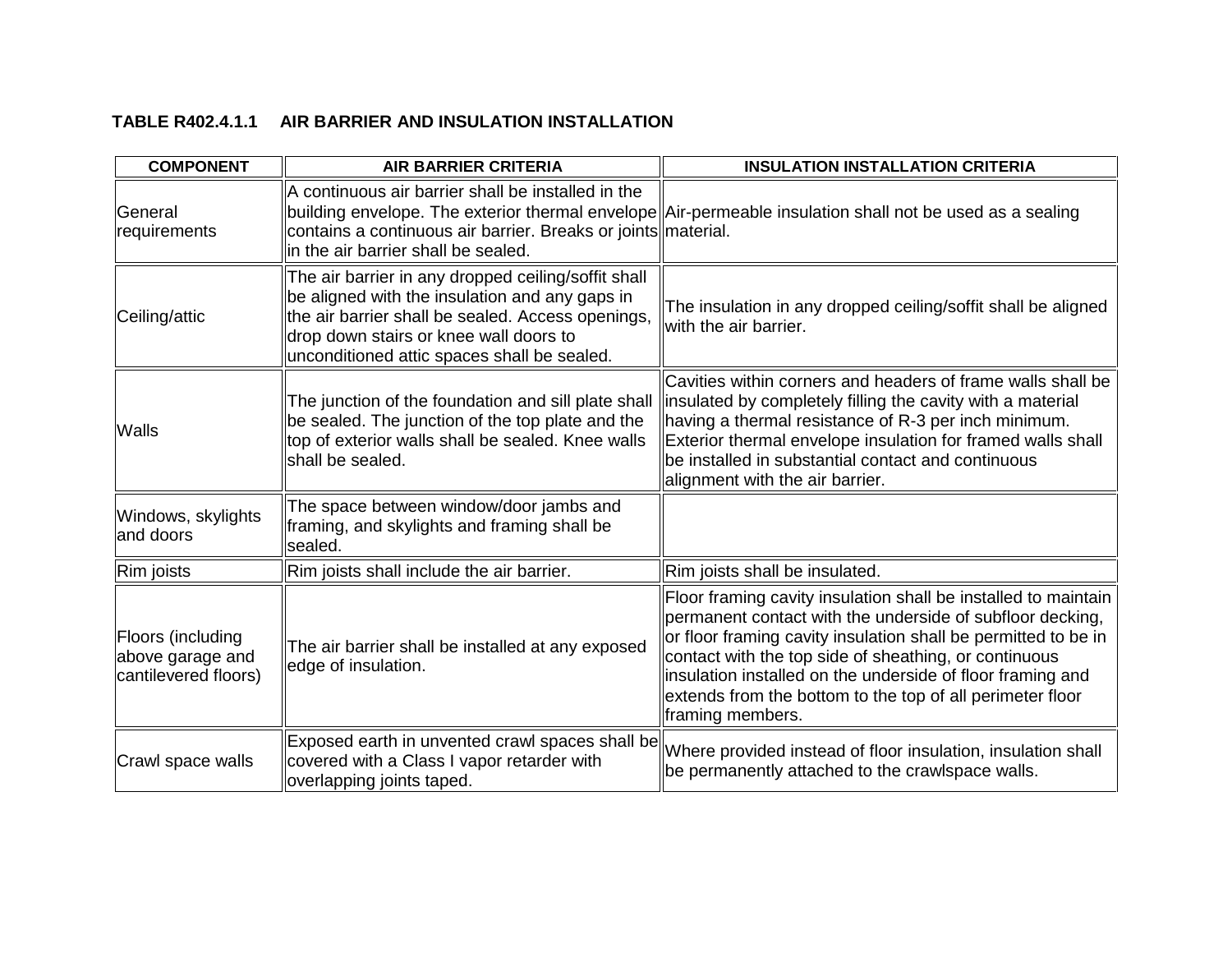**TABLE R402.4.1.1 AIR BARRIER AND INSULATION INSTALLATION**

| COMPONENT | AIR BARRIER CRITERIA | INSULATION INSTALLATION CRITERIA |
|---|---|---|
| General requirements | A continuous air barrier shall be installed in the building envelope. The exterior thermal envelope contains a continuous air barrier. Breaks or joints in the air barrier shall be sealed. | Air-permeable insulation shall not be used as a sealing material. |
| Ceiling/attic | The air barrier in any dropped ceiling/soffit shall be aligned with the insulation and any gaps in the air barrier shall be sealed. Access openings, drop down stairs or knee wall doors to unconditioned attic spaces shall be sealed. | The insulation in any dropped ceiling/soffit shall be aligned with the air barrier. |
| Walls | The junction of the foundation and sill plate shall be sealed. The junction of the top plate and the top of exterior walls shall be sealed. Knee walls shall be sealed. | Cavities within corners and headers of frame walls shall be insulated by completely filling the cavity with a material having a thermal resistance of R-3 per inch minimum. Exterior thermal envelope insulation for framed walls shall be installed in substantial contact and continuous alignment with the air barrier. |
| Windows, skylights and doors | The space between window/door jambs and framing, and skylights and framing shall be sealed. | |
| Rim joists | Rim joists shall include the air barrier. | Rim joists shall be insulated. |
| Floors (including above garage and cantilevered floors) | The air barrier shall be installed at any exposed edge of insulation. | Floor framing cavity insulation shall be installed to maintain permanent contact with the underside of subfloor decking, or floor framing cavity insulation shall be permitted to be in contact with the top side of sheathing, or continuous insulation installed on the underside of floor framing and extends from the bottom to the top of all perimeter floor framing members. |
| Crawl space walls | Exposed earth in unvented crawl spaces shall be covered with a Class I vapor retarder with overlapping joints taped. | Where provided instead of floor insulation, insulation shall be permanently attached to the crawlspace walls. |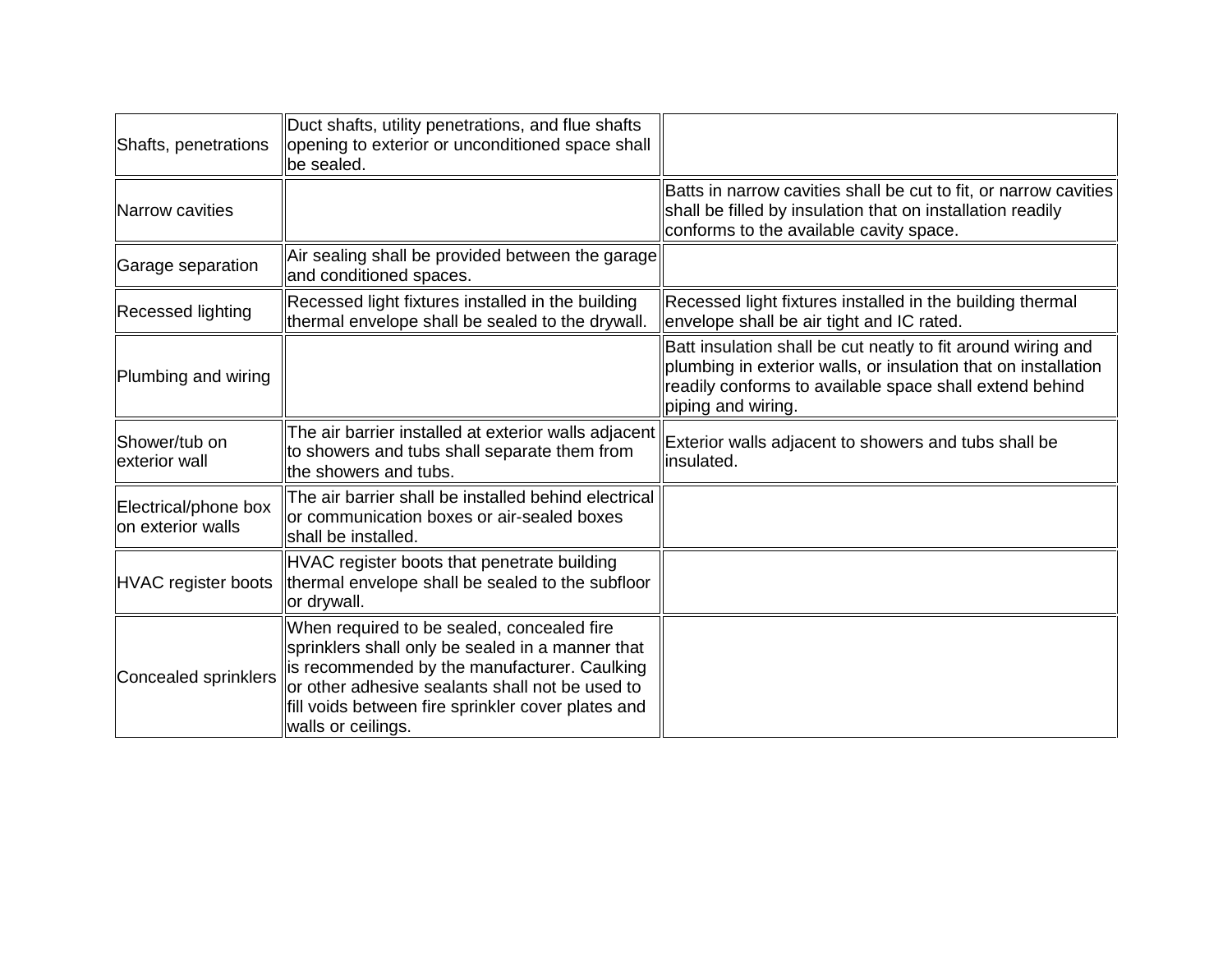| | | |
|---|---|---|
| Shafts, penetrations | Duct shafts, utility penetrations, and flue shafts opening to exterior or unconditioned space shall be sealed. | |
| Narrow cavities | | Batts in narrow cavities shall be cut to fit, or narrow cavities shall be filled by insulation that on installation readily conforms to the available cavity space. |
| Garage separation | Air sealing shall be provided between the garage and conditioned spaces. | |
| Recessed lighting | Recessed light fixtures installed in the building thermal envelope shall be sealed to the drywall. | Recessed light fixtures installed in the building thermal envelope shall be air tight and IC rated. |
| Plumbing and wiring | | Batt insulation shall be cut neatly to fit around wiring and plumbing in exterior walls, or insulation that on installation readily conforms to available space shall extend behind piping and wiring. |
| Shower/tub on exterior wall | The air barrier installed at exterior walls adjacent to showers and tubs shall separate them from the showers and tubs. | Exterior walls adjacent to showers and tubs shall be insulated. |
| Electrical/phone box on exterior walls | The air barrier shall be installed behind electrical or communication boxes or air-sealed boxes shall be installed. | |
| HVAC register boots | HVAC register boots that penetrate building thermal envelope shall be sealed to the subfloor or drywall. | |
| Concealed sprinklers | When required to be sealed, concealed fire sprinklers shall only be sealed in a manner that is recommended by the manufacturer. Caulking or other adhesive sealants shall not be used to fill voids between fire sprinkler cover plates and walls or ceilings. | |